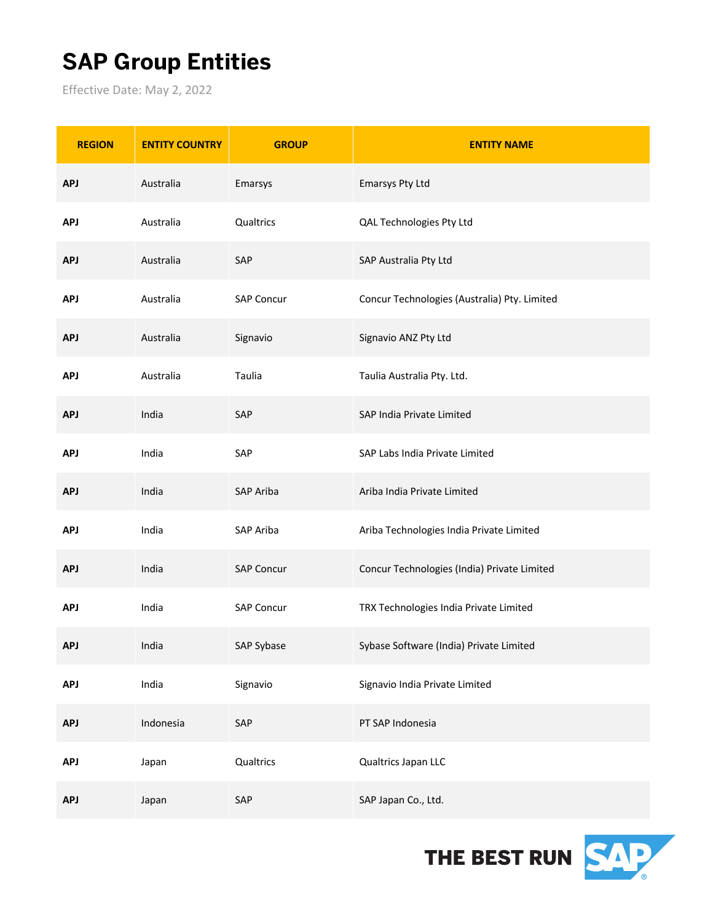# SAP Group Entities

Effective Date: May 2, 2022

| REGION | ENTITY COUNTRY | GROUP | ENTITY NAME |
|---|---|---|---|
| **APJ** | Australia | Emarsys | Emarsys Pty Ltd |
| **APJ** | Australia | Qualtrics | QAL Technologies Pty Ltd |
| **APJ** | Australia | SAP | SAP Australia Pty Ltd |
| **APJ** | Australia | SAP Concur | Concur Technologies (Australia) Pty. Limited |
| **APJ** | Australia | Signavio | Signavio ANZ Pty Ltd |
| **APJ** | Australia | Taulia | Taulia Australia Pty. Ltd. |
| **APJ** | India | SAP | SAP India Private Limited |
| **APJ** | India | SAP | SAP Labs India Private Limited |
| **APJ** | India | SAP Ariba | Ariba India Private Limited |
| **APJ** | India | SAP Ariba | Ariba Technologies India Private Limited |
| **APJ** | India | SAP Concur | Concur Technologies (India) Private Limited |
| **APJ** | India | SAP Concur | TRX Technologies India Private Limited |
| **APJ** | India | SAP Sybase | Sybase Software (India) Private Limited |
| **APJ** | India | Signavio | Signavio India Private Limited |
| **APJ** | Indonesia | SAP | PT SAP Indonesia |
| **APJ** | Japan | Qualtrics | Qualtrics Japan LLC |
| **APJ** | Japan | SAP | SAP Japan Co., Ltd. |

THE BEST RUN SAP®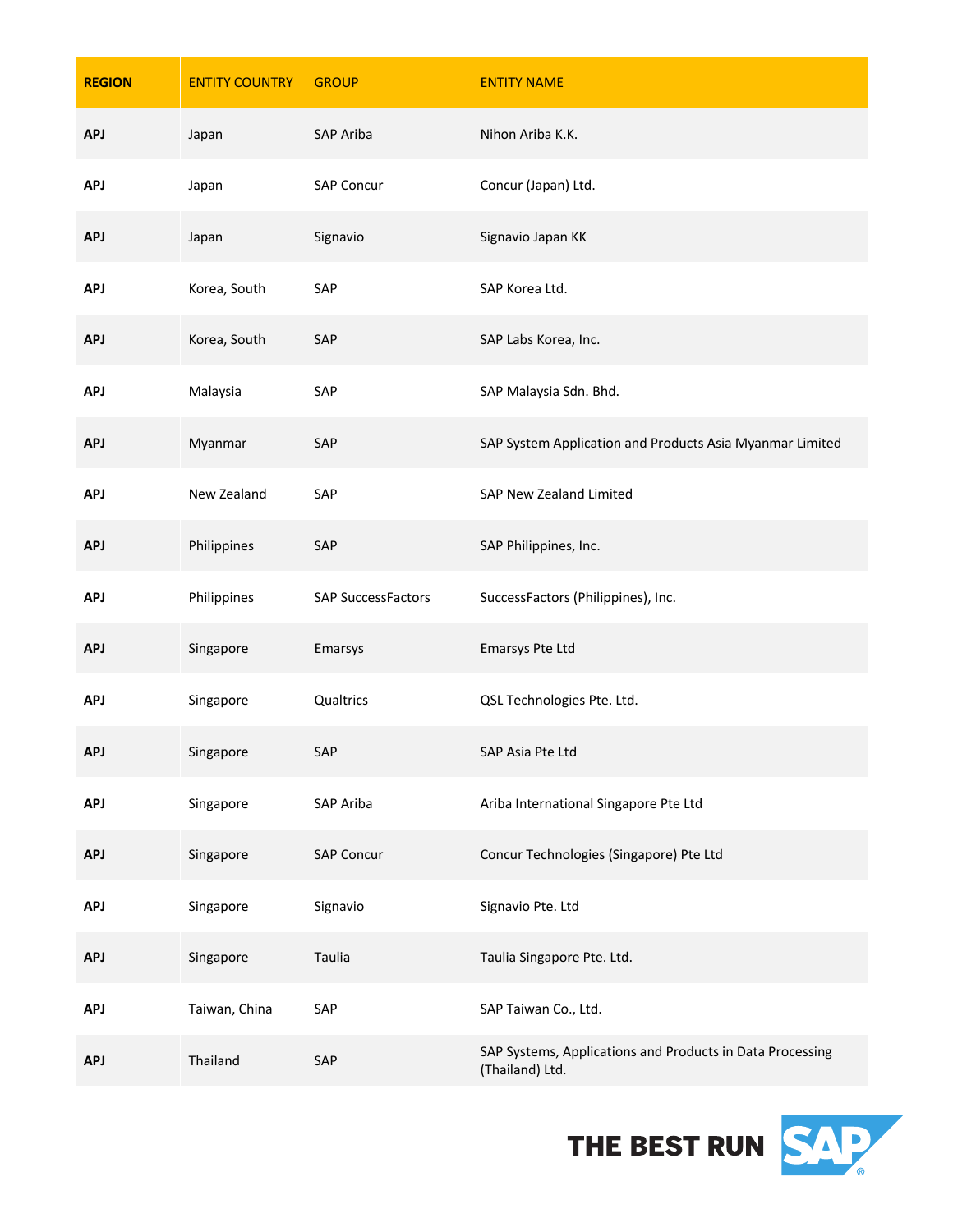| REGION | ENTITY COUNTRY | GROUP | ENTITY NAME |
|---|---|---|---|
| **APJ** | Japan | SAP Ariba | Nihon Ariba K.K. |
| **APJ** | Japan | SAP Concur | Concur (Japan) Ltd. |
| **APJ** | Japan | Signavio | Signavio Japan KK |
| **APJ** | Korea, South | SAP | SAP Korea Ltd. |
| **APJ** | Korea, South | SAP | SAP Labs Korea, Inc. |
| **APJ** | Malaysia | SAP | SAP Malaysia Sdn. Bhd. |
| **APJ** | Myanmar | SAP | SAP System Application and Products Asia Myanmar Limited |
| **APJ** | New Zealand | SAP | SAP New Zealand Limited |
| **APJ** | Philippines | SAP | SAP Philippines, Inc. |
| **APJ** | Philippines | SAP SuccessFactors | SuccessFactors (Philippines), Inc. |
| **APJ** | Singapore | Emarsys | Emarsys Pte Ltd |
| **APJ** | Singapore | Qualtrics | QSL Technologies Pte. Ltd. |
| **APJ** | Singapore | SAP | SAP Asia Pte Ltd |
| **APJ** | Singapore | SAP Ariba | Ariba International Singapore Pte Ltd |
| **APJ** | Singapore | SAP Concur | Concur Technologies (Singapore) Pte Ltd |
| **APJ** | Singapore | Signavio | Signavio Pte. Ltd |
| **APJ** | Singapore | Taulia | Taulia Singapore Pte. Ltd. |
| **APJ** | Taiwan, China | SAP | SAP Taiwan Co., Ltd. |
| **APJ** | Thailand | SAP | SAP Systems, Applications and Products in Data Processing (Thailand) Ltd. |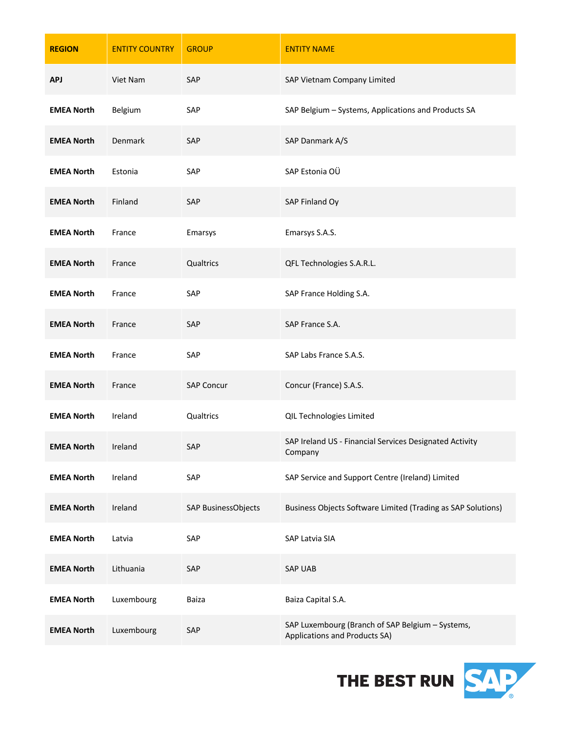| REGION | ENTITY COUNTRY | GROUP | ENTITY NAME |
| --- | --- | --- | --- |
| **APJ** | Viet Nam | SAP | SAP Vietnam Company Limited |
| **EMEA North** | Belgium | SAP | SAP Belgium – Systems, Applications and Products SA |
| **EMEA North** | Denmark | SAP | SAP Danmark A/S |
| **EMEA North** | Estonia | SAP | SAP Estonia OÜ |
| **EMEA North** | Finland | SAP | SAP Finland Oy |
| **EMEA North** | France | Emarsys | Emarsys S.A.S. |
| **EMEA North** | France | Qualtrics | QFL Technologies S.A.R.L. |
| **EMEA North** | France | SAP | SAP France Holding S.A. |
| **EMEA North** | France | SAP | SAP France S.A. |
| **EMEA North** | France | SAP | SAP Labs France S.A.S. |
| **EMEA North** | France | SAP Concur | Concur (France) S.A.S. |
| **EMEA North** | Ireland | Qualtrics | QIL Technologies Limited |
| **EMEA North** | Ireland | SAP | SAP Ireland US - Financial Services Designated Activity Company |
| **EMEA North** | Ireland | SAP | SAP Service and Support Centre (Ireland) Limited |
| **EMEA North** | Ireland | SAP BusinessObjects | Business Objects Software Limited (Trading as SAP Solutions) |
| **EMEA North** | Latvia | SAP | SAP Latvia SIA |
| **EMEA North** | Lithuania | SAP | SAP UAB |
| **EMEA North** | Luxembourg | Baiza | Baiza Capital S.A. |
| **EMEA North** | Luxembourg | SAP | SAP Luxembourg (Branch of SAP Belgium – Systems, Applications and Products SA) |

THE BEST RUN SAP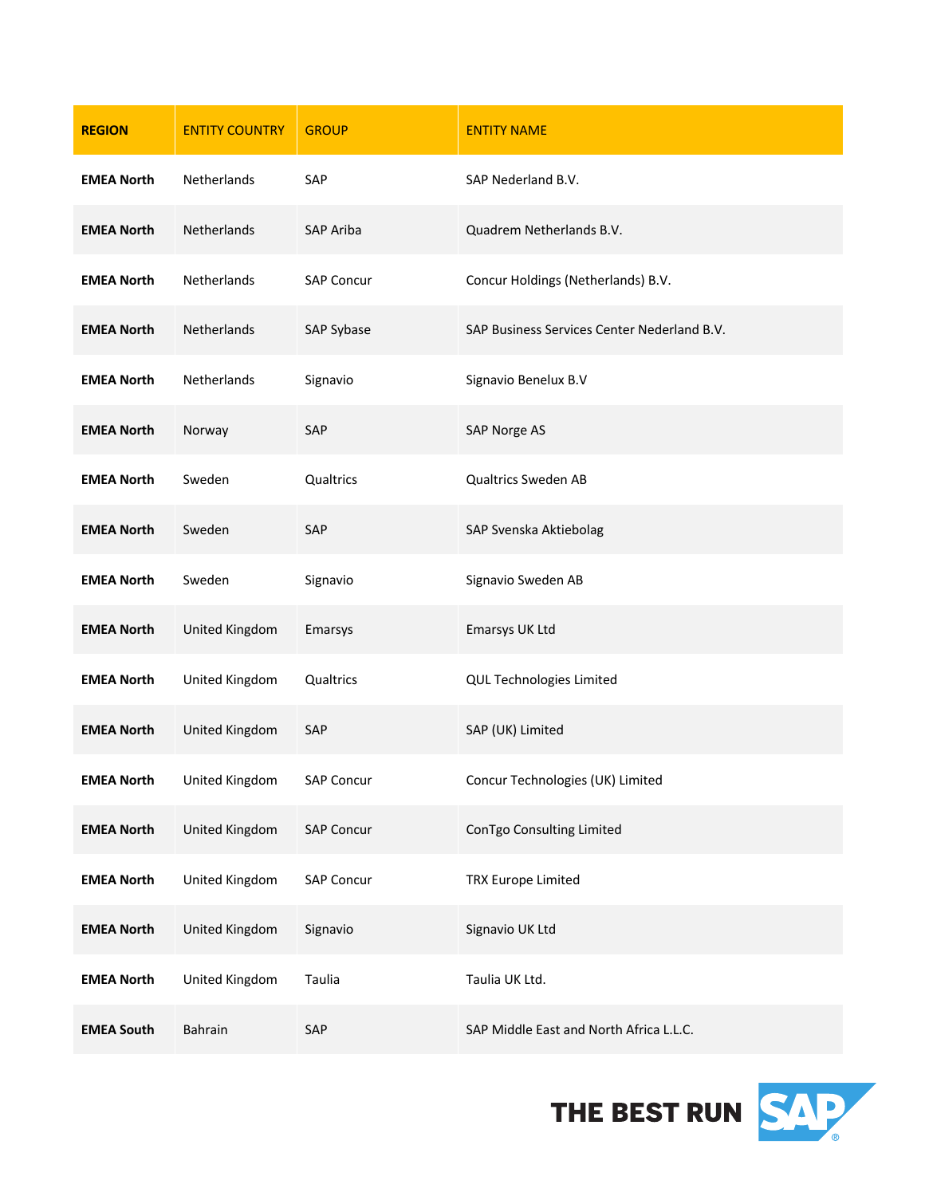| REGION | ENTITY COUNTRY | GROUP | ENTITY NAME |
|---|---|---|---|
| **EMEA North** | Netherlands | SAP | SAP Nederland B.V. |
| **EMEA North** | Netherlands | SAP Ariba | Quadrem Netherlands B.V. |
| **EMEA North** | Netherlands | SAP Concur | Concur Holdings (Netherlands) B.V. |
| **EMEA North** | Netherlands | SAP Sybase | SAP Business Services Center Nederland B.V. |
| **EMEA North** | Netherlands | Signavio | Signavio Benelux B.V |
| **EMEA North** | Norway | SAP | SAP Norge AS |
| **EMEA North** | Sweden | Qualtrics | Qualtrics Sweden AB |
| **EMEA North** | Sweden | SAP | SAP Svenska Aktiebolag |
| **EMEA North** | Sweden | Signavio | Signavio Sweden AB |
| **EMEA North** | United Kingdom | Emarsys | Emarsys UK Ltd |
| **EMEA North** | United Kingdom | Qualtrics | QUL Technologies Limited |
| **EMEA North** | United Kingdom | SAP | SAP (UK) Limited |
| **EMEA North** | United Kingdom | SAP Concur | Concur Technologies (UK) Limited |
| **EMEA North** | United Kingdom | SAP Concur | ConTgo Consulting Limited |
| **EMEA North** | United Kingdom | SAP Concur | TRX Europe Limited |
| **EMEA North** | United Kingdom | Signavio | Signavio UK Ltd |
| **EMEA North** | United Kingdom | Taulia | Taulia UK Ltd. |
| **EMEA South** | Bahrain | SAP | SAP Middle East and North Africa L.L.C. |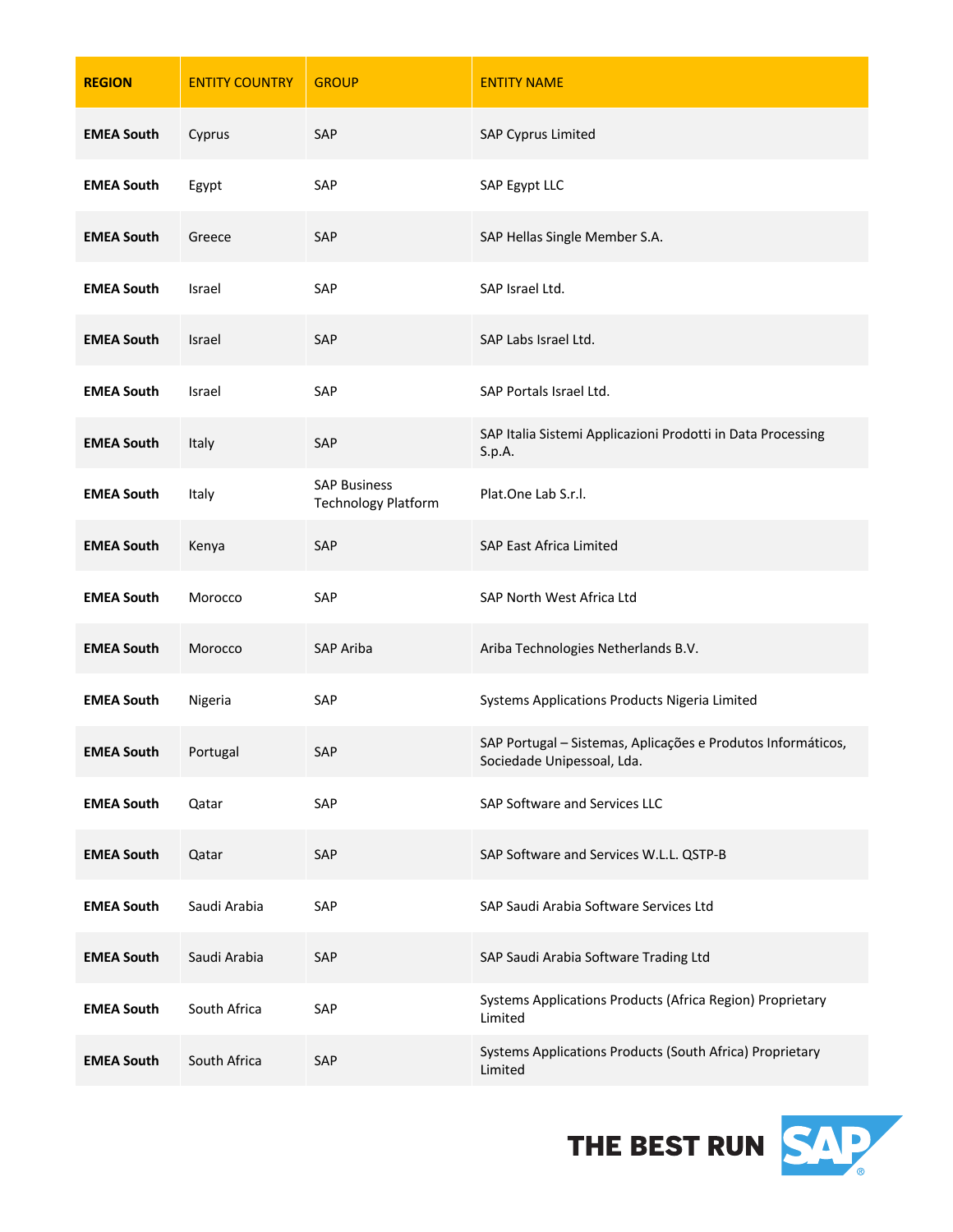| REGION | ENTITY COUNTRY | GROUP | ENTITY NAME |
| --- | --- | --- | --- |
| **EMEA South** | Cyprus | SAP | SAP Cyprus Limited |
| **EMEA South** | Egypt | SAP | SAP Egypt LLC |
| **EMEA South** | Greece | SAP | SAP Hellas Single Member S.A. |
| **EMEA South** | Israel | SAP | SAP Israel Ltd. |
| **EMEA South** | Israel | SAP | SAP Labs Israel Ltd. |
| **EMEA South** | Israel | SAP | SAP Portals Israel Ltd. |
| **EMEA South** | Italy | SAP | SAP Italia Sistemi Applicazioni Prodotti in Data Processing S.p.A. |
| **EMEA South** | Italy | SAP Business Technology Platform | Plat.One Lab S.r.l. |
| **EMEA South** | Kenya | SAP | SAP East Africa Limited |
| **EMEA South** | Morocco | SAP | SAP North West Africa Ltd |
| **EMEA South** | Morocco | SAP Ariba | Ariba Technologies Netherlands B.V. |
| **EMEA South** | Nigeria | SAP | Systems Applications Products Nigeria Limited |
| **EMEA South** | Portugal | SAP | SAP Portugal – Sistemas, Aplicações e Produtos Informáticos, Sociedade Unipessoal, Lda. |
| **EMEA South** | Qatar | SAP | SAP Software and Services LLC |
| **EMEA South** | Qatar | SAP | SAP Software and Services W.L.L. QSTP-B |
| **EMEA South** | Saudi Arabia | SAP | SAP Saudi Arabia Software Services Ltd |
| **EMEA South** | Saudi Arabia | SAP | SAP Saudi Arabia Software Trading Ltd |
| **EMEA South** | South Africa | SAP | Systems Applications Products (Africa Region) Proprietary Limited |
| **EMEA South** | South Africa | SAP | Systems Applications Products (South Africa) Proprietary Limited |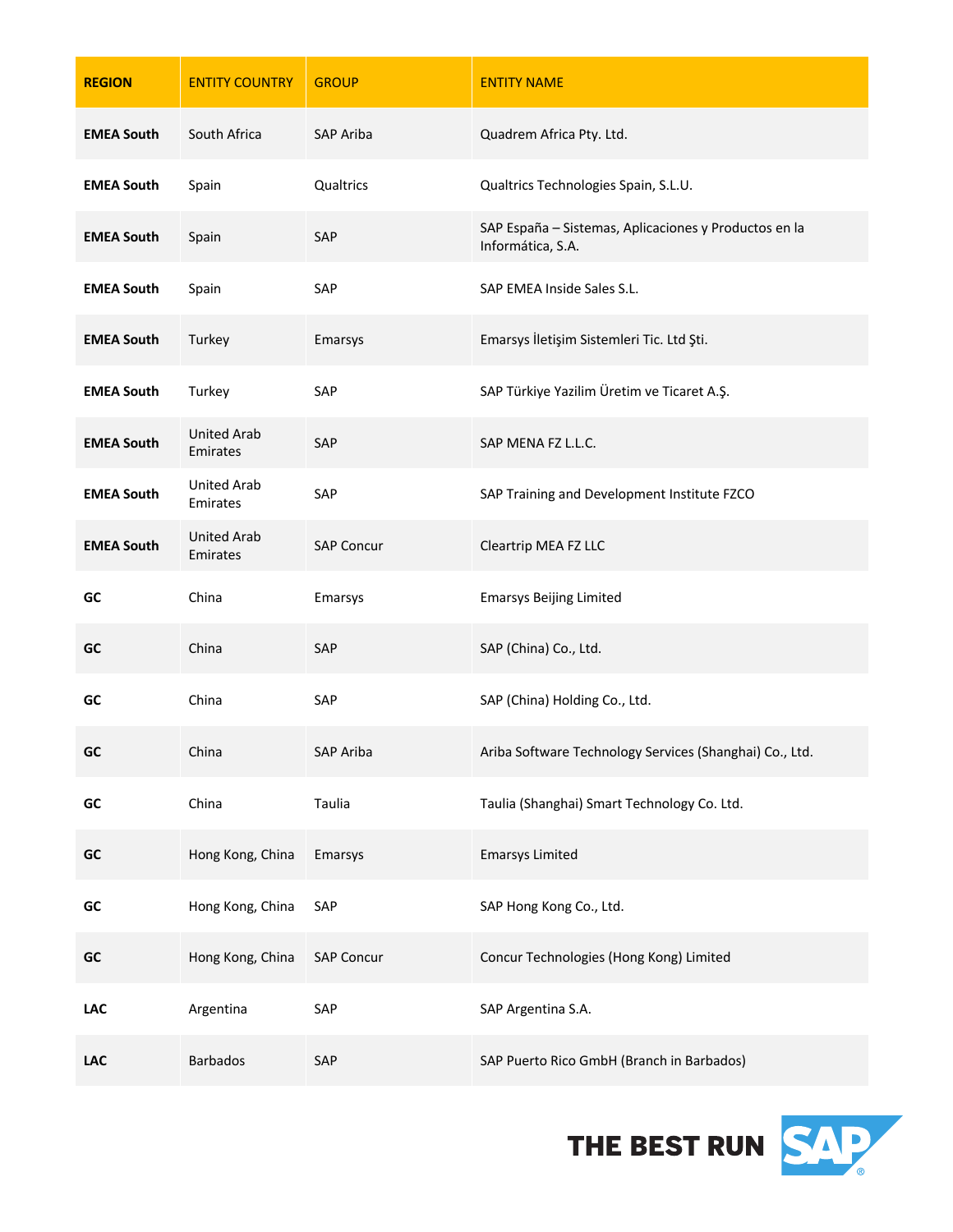| REGION | ENTITY COUNTRY | GROUP | ENTITY NAME |
|---|---|---|---|
| **EMEA South** | South Africa | SAP Ariba | Quadrem Africa Pty. Ltd. |
| **EMEA South** | Spain | Qualtrics | Qualtrics Technologies Spain, S.L.U. |
| **EMEA South** | Spain | SAP | SAP España – Sistemas, Aplicaciones y Productos en la Informática, S.A. |
| **EMEA South** | Spain | SAP | SAP EMEA Inside Sales S.L. |
| **EMEA South** | Turkey | Emarsys | Emarsys İletişim Sistemleri Tic. Ltd Şti. |
| **EMEA South** | Turkey | SAP | SAP Türkiye Yazilim Üretim ve Ticaret A.Ş. |
| **EMEA South** | United Arab Emirates | SAP | SAP MENA FZ L.L.C. |
| **EMEA South** | United Arab Emirates | SAP | SAP Training and Development Institute FZCO |
| **EMEA South** | United Arab Emirates | SAP Concur | Cleartrip MEA FZ LLC |
| **GC** | China | Emarsys | Emarsys Beijing Limited |
| **GC** | China | SAP | SAP (China) Co., Ltd. |
| **GC** | China | SAP | SAP (China) Holding Co., Ltd. |
| **GC** | China | SAP Ariba | Ariba Software Technology Services (Shanghai) Co., Ltd. |
| **GC** | China | Taulia | Taulia (Shanghai) Smart Technology Co. Ltd. |
| **GC** | Hong Kong, China | Emarsys | Emarsys Limited |
| **GC** | Hong Kong, China | SAP | SAP Hong Kong Co., Ltd. |
| **GC** | Hong Kong, China | SAP Concur | Concur Technologies (Hong Kong) Limited |
| **LAC** | Argentina | SAP | SAP Argentina S.A. |
| **LAC** | Barbados | SAP | SAP Puerto Rico GmbH (Branch in Barbados) |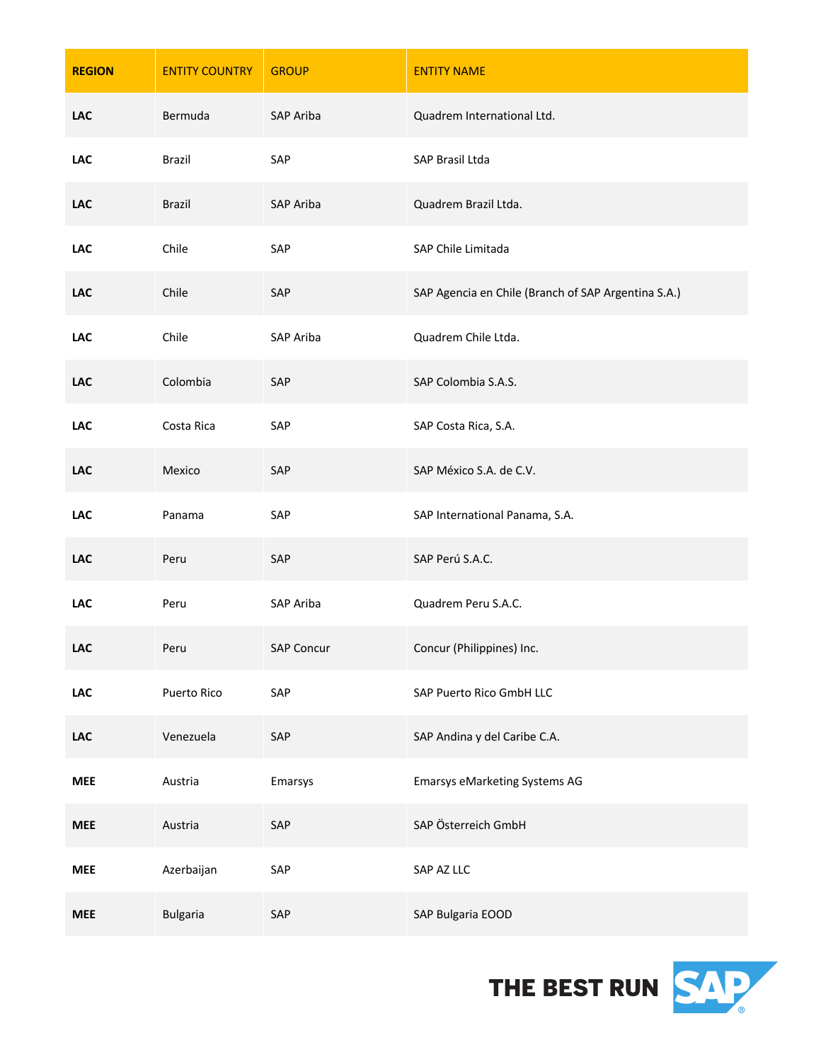| REGION | ENTITY COUNTRY | GROUP | ENTITY NAME |
| --- | --- | --- | --- |
| **LAC** | Bermuda | SAP Ariba | Quadrem International Ltd. |
| **LAC** | Brazil | SAP | SAP Brasil Ltda |
| **LAC** | Brazil | SAP Ariba | Quadrem Brazil Ltda. |
| **LAC** | Chile | SAP | SAP Chile Limitada |
| **LAC** | Chile | SAP | SAP Agencia en Chile (Branch of SAP Argentina S.A.) |
| **LAC** | Chile | SAP Ariba | Quadrem Chile Ltda. |
| **LAC** | Colombia | SAP | SAP Colombia S.A.S. |
| **LAC** | Costa Rica | SAP | SAP Costa Rica, S.A. |
| **LAC** | Mexico | SAP | SAP México S.A. de C.V. |
| **LAC** | Panama | SAP | SAP International Panama, S.A. |
| **LAC** | Peru | SAP | SAP Perú S.A.C. |
| **LAC** | Peru | SAP Ariba | Quadrem Peru S.A.C. |
| **LAC** | Peru | SAP Concur | Concur (Philippines) Inc. |
| **LAC** | Puerto Rico | SAP | SAP Puerto Rico GmbH LLC |
| **LAC** | Venezuela | SAP | SAP Andina y del Caribe C.A. |
| **MEE** | Austria | Emarsys | Emarsys eMarketing Systems AG |
| **MEE** | Austria | SAP | SAP Österreich GmbH |
| **MEE** | Azerbaijan | SAP | SAP AZ LLC |
| **MEE** | Bulgaria | SAP | SAP Bulgaria EOOD |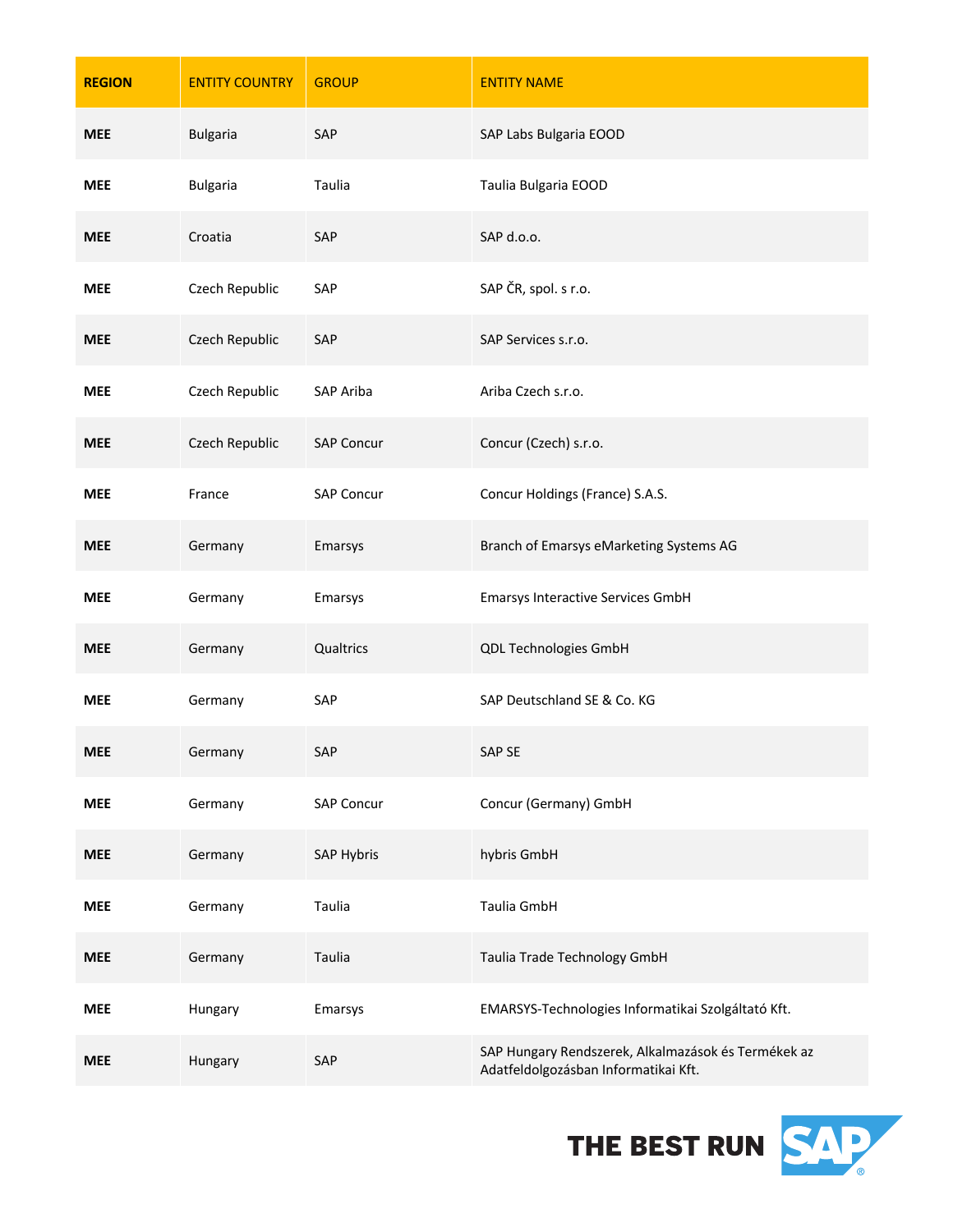| REGION | ENTITY COUNTRY | GROUP | ENTITY NAME |
|---|---|---|---|
| **MEE** | Bulgaria | SAP | SAP Labs Bulgaria EOOD |
| **MEE** | Bulgaria | Taulia | Taulia Bulgaria EOOD |
| **MEE** | Croatia | SAP | SAP d.o.o. |
| **MEE** | Czech Republic | SAP | SAP ČR, spol. s r.o. |
| **MEE** | Czech Republic | SAP | SAP Services s.r.o. |
| **MEE** | Czech Republic | SAP Ariba | Ariba Czech s.r.o. |
| **MEE** | Czech Republic | SAP Concur | Concur (Czech) s.r.o. |
| **MEE** | France | SAP Concur | Concur Holdings (France) S.A.S. |
| **MEE** | Germany | Emarsys | Branch of Emarsys eMarketing Systems AG |
| **MEE** | Germany | Emarsys | Emarsys Interactive Services GmbH |
| **MEE** | Germany | Qualtrics | QDL Technologies GmbH |
| **MEE** | Germany | SAP | SAP Deutschland SE & Co. KG |
| **MEE** | Germany | SAP | SAP SE |
| **MEE** | Germany | SAP Concur | Concur (Germany) GmbH |
| **MEE** | Germany | SAP Hybris | hybris GmbH |
| **MEE** | Germany | Taulia | Taulia GmbH |
| **MEE** | Germany | Taulia | Taulia Trade Technology GmbH |
| **MEE** | Hungary | Emarsys | EMARSYS-Technologies Informatikai Szolgáltató Kft. |
| **MEE** | Hungary | SAP | SAP Hungary Rendszerek, Alkalmazások és Termékek az Adatfeldolgozásban Informatikai Kft. |

THE BEST RUN SAP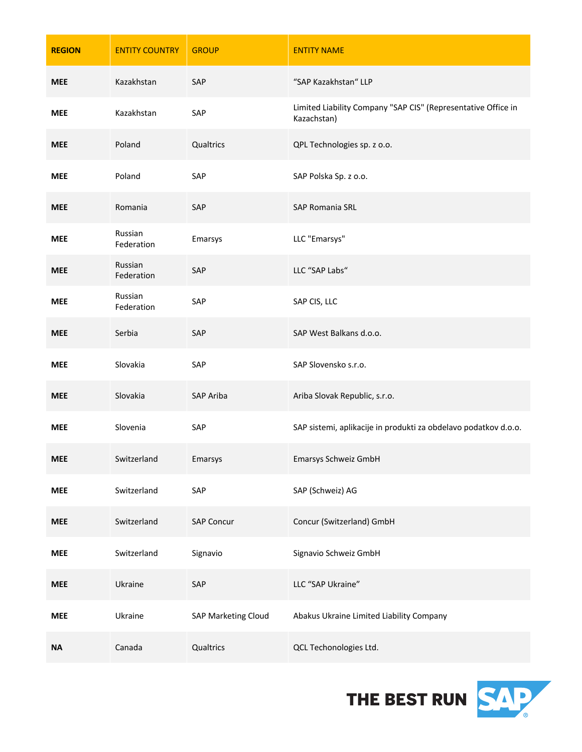| REGION | ENTITY COUNTRY | GROUP | ENTITY NAME |
| --- | --- | --- | --- |
| **MEE** | Kazakhstan | SAP | “SAP Kazakhstan“ LLP |
| **MEE** | Kazakhstan | SAP | Limited Liability Company "SAP CIS" (Representative Office in Kazachstan) |
| **MEE** | Poland | Qualtrics | QPL Technologies sp. z o.o. |
| **MEE** | Poland | SAP | SAP Polska Sp. z o.o. |
| **MEE** | Romania | SAP | SAP Romania SRL |
| **MEE** | Russian Federation | Emarsys | LLC "Emarsys" |
| **MEE** | Russian Federation | SAP | LLC “SAP Labs“ |
| **MEE** | Russian Federation | SAP | SAP CIS, LLC |
| **MEE** | Serbia | SAP | SAP West Balkans d.o.o. |
| **MEE** | Slovakia | SAP | SAP Slovensko s.r.o. |
| **MEE** | Slovakia | SAP Ariba | Ariba Slovak Republic, s.r.o. |
| **MEE** | Slovenia | SAP | SAP sistemi, aplikacije in produkti za obdelavo podatkov d.o.o. |
| **MEE** | Switzerland | Emarsys | Emarsys Schweiz GmbH |
| **MEE** | Switzerland | SAP | SAP (Schweiz) AG |
| **MEE** | Switzerland | SAP Concur | Concur (Switzerland) GmbH |
| **MEE** | Switzerland | Signavio | Signavio Schweiz GmbH |
| **MEE** | Ukraine | SAP | LLC “SAP Ukraine” |
| **MEE** | Ukraine | SAP Marketing Cloud | Abakus Ukraine Limited Liability Company |
| **NA** | Canada | Qualtrics | QCL Techonologies Ltd. |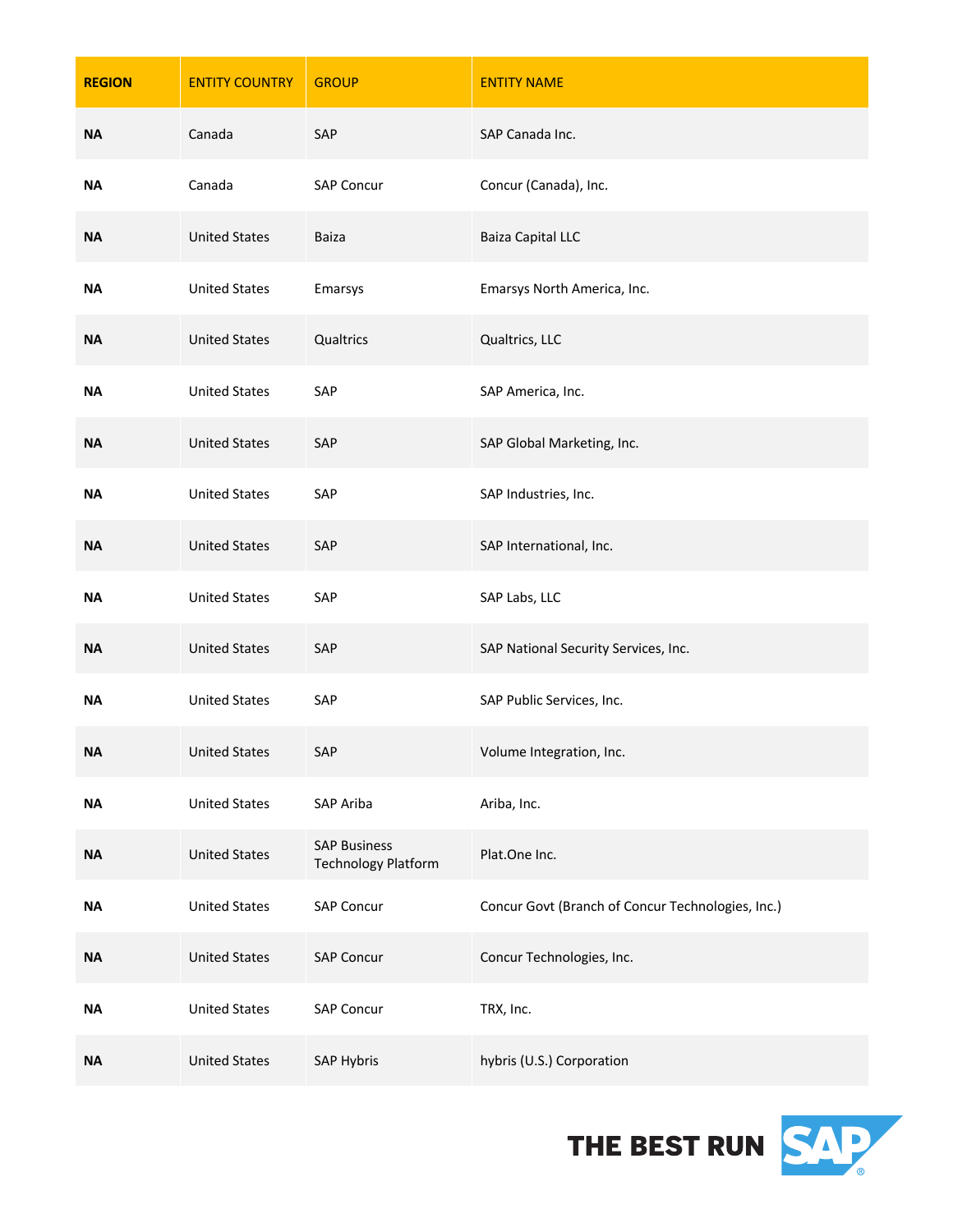| REGION | ENTITY COUNTRY | GROUP | ENTITY NAME |
|---|---|---|---|
| **NA** | Canada | SAP | SAP Canada Inc. |
| **NA** | Canada | SAP Concur | Concur (Canada), Inc. |
| **NA** | United States | Baiza | Baiza Capital LLC |
| **NA** | United States | Emarsys | Emarsys North America, Inc. |
| **NA** | United States | Qualtrics | Qualtrics, LLC |
| **NA** | United States | SAP | SAP America, Inc. |
| **NA** | United States | SAP | SAP Global Marketing, Inc. |
| **NA** | United States | SAP | SAP Industries, Inc. |
| **NA** | United States | SAP | SAP International, Inc. |
| **NA** | United States | SAP | SAP Labs, LLC |
| **NA** | United States | SAP | SAP National Security Services, Inc. |
| **NA** | United States | SAP | SAP Public Services, Inc. |
| **NA** | United States | SAP | Volume Integration, Inc. |
| **NA** | United States | SAP Ariba | Ariba, Inc. |
| **NA** | United States | SAP Business Technology Platform | Plat.One Inc. |
| **NA** | United States | SAP Concur | Concur Govt (Branch of Concur Technologies, Inc.) |
| **NA** | United States | SAP Concur | Concur Technologies, Inc. |
| **NA** | United States | SAP Concur | TRX, Inc. |
| **NA** | United States | SAP Hybris | hybris (U.S.) Corporation |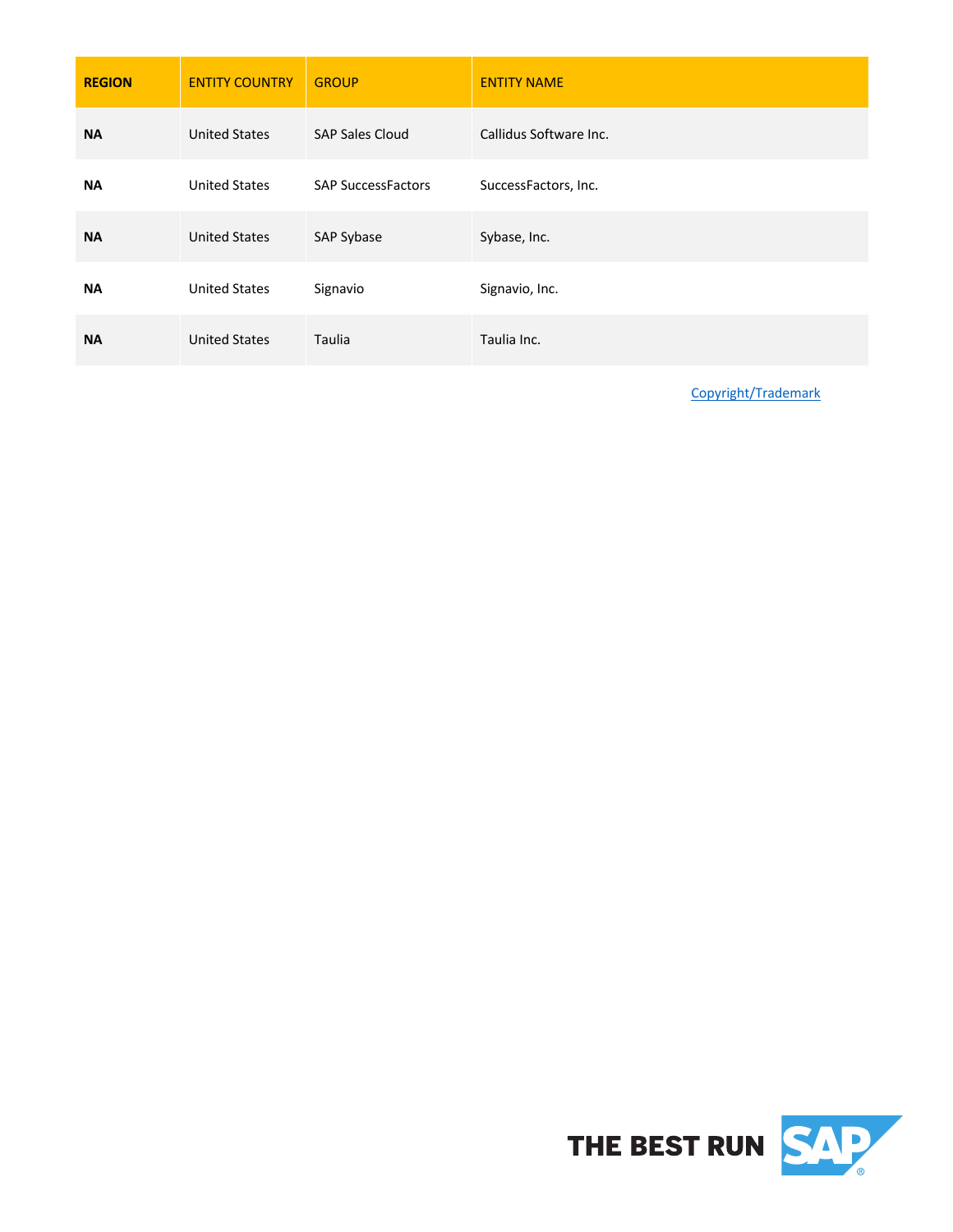| REGION | ENTITY COUNTRY | GROUP | ENTITY NAME |
|---|---|---|---|
| **NA** | United States | SAP Sales Cloud | Callidus Software Inc. |
| **NA** | United States | SAP SuccessFactors | SuccessFactors, Inc. |
| **NA** | United States | SAP Sybase | Sybase, Inc. |
| **NA** | United States | Signavio | Signavio, Inc. |
| **NA** | United States | Taulia | Taulia Inc. |

Copyright/Trademark

THE BEST RUN SAP®